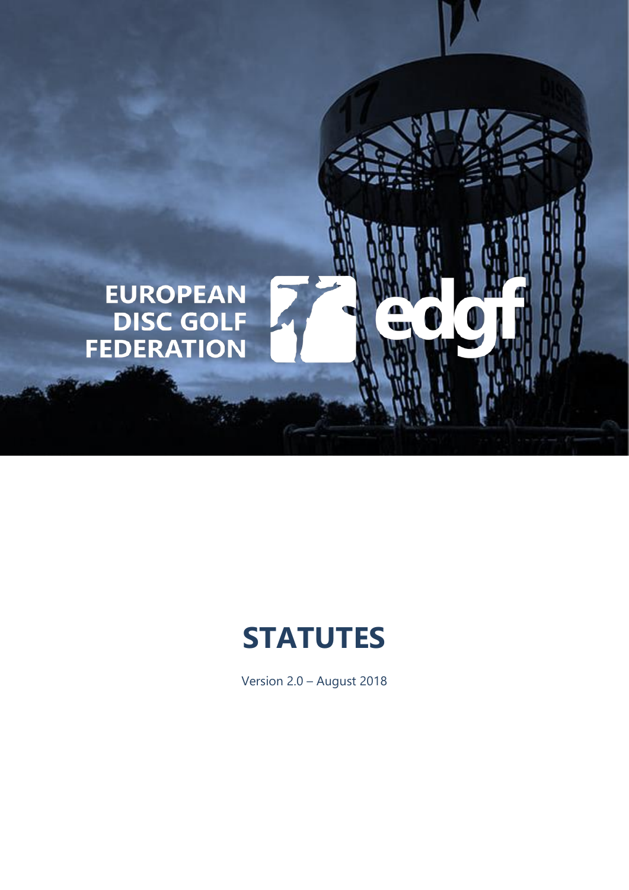EUROPEAN DISC GOLF FEDERATION

edgf

# STATUTES

Version 2.0 – August 2018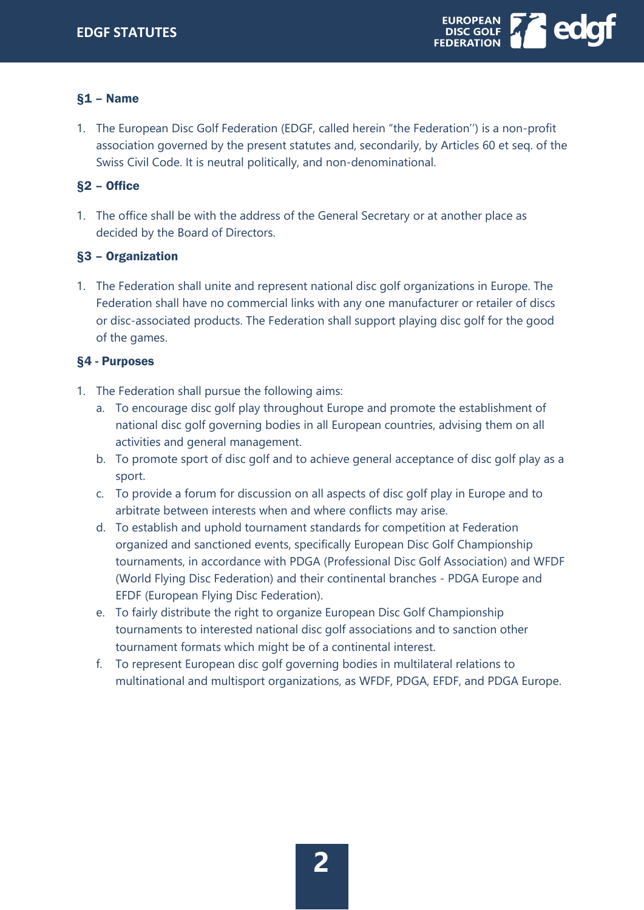## §1 – Name

1. The European Disc Golf Federation (EDGF, called herein "the Federation'') is a non-profit association governed by the present statutes and, secondarily, by Articles 60 et seq. of the Swiss Civil Code. It is neutral politically, and non-denominational.

## §2 – Office

1. The office shall be with the address of the General Secretary or at another place as decided by the Board of Directors.

## §3 – Organization

1. The Federation shall unite and represent national disc golf organizations in Europe. The Federation shall have no commercial links with any one manufacturer or retailer of discs or disc-associated products. The Federation shall support playing disc golf for the good of the games.

## §4 - Purposes

1. The Federation shall pursue the following aims:
   a. To encourage disc golf play throughout Europe and promote the establishment of national disc golf governing bodies in all European countries, advising them on all activities and general management.
   b. To promote sport of disc golf and to achieve general acceptance of disc golf play as a sport.
   c. To provide a forum for discussion on all aspects of disc golf play in Europe and to arbitrate between interests when and where conflicts may arise.
   d. To establish and uphold tournament standards for competition at Federation organized and sanctioned events, specifically European Disc Golf Championship tournaments, in accordance with PDGA (Professional Disc Golf Association) and WFDF (World Flying Disc Federation) and their continental branches - PDGA Europe and EFDF (European Flying Disc Federation).
   e. To fairly distribute the right to organize European Disc Golf Championship tournaments to interested national disc golf associations and to sanction other tournament formats which might be of a continental interest.
   f. To represent European disc golf governing bodies in multilateral relations to multinational and multisport organizations, as WFDF, PDGA, EFDF, and PDGA Europe.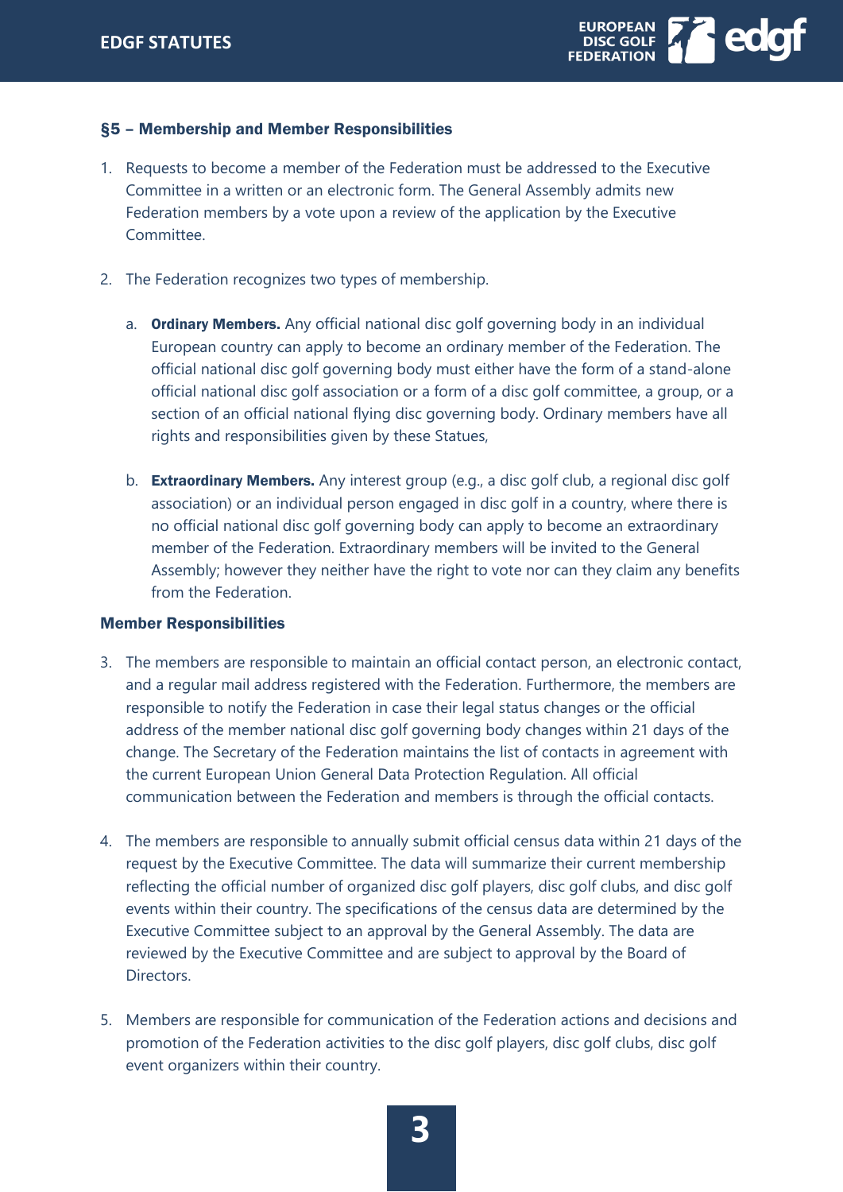## §5 – Membership and Member Responsibilities

1. Requests to become a member of the Federation must be addressed to the Executive Committee in a written or an electronic form. The General Assembly admits new Federation members by a vote upon a review of the application by the Executive Committee.

2. The Federation recognizes two types of membership.

   a. **Ordinary Members.** Any official national disc golf governing body in an individual European country can apply to become an ordinary member of the Federation. The official national disc golf governing body must either have the form of a stand-alone official national disc golf association or a form of a disc golf committee, a group, or a section of an official national flying disc governing body. Ordinary members have all rights and responsibilities given by these Statues,

   b. **Extraordinary Members.** Any interest group (e.g., a disc golf club, a regional disc golf association) or an individual person engaged in disc golf in a country, where there is no official national disc golf governing body can apply to become an extraordinary member of the Federation. Extraordinary members will be invited to the General Assembly; however they neither have the right to vote nor can they claim any benefits from the Federation.

### Member Responsibilities

3. The members are responsible to maintain an official contact person, an electronic contact, and a regular mail address registered with the Federation. Furthermore, the members are responsible to notify the Federation in case their legal status changes or the official address of the member national disc golf governing body changes within 21 days of the change. The Secretary of the Federation maintains the list of contacts in agreement with the current European Union General Data Protection Regulation. All official communication between the Federation and members is through the official contacts.

4. The members are responsible to annually submit official census data within 21 days of the request by the Executive Committee. The data will summarize their current membership reflecting the official number of organized disc golf players, disc golf clubs, and disc golf events within their country. The specifications of the census data are determined by the Executive Committee subject to an approval by the General Assembly. The data are reviewed by the Executive Committee and are subject to approval by the Board of Directors.

5. Members are responsible for communication of the Federation actions and decisions and promotion of the Federation activities to the disc golf players, disc golf clubs, disc golf event organizers within their country.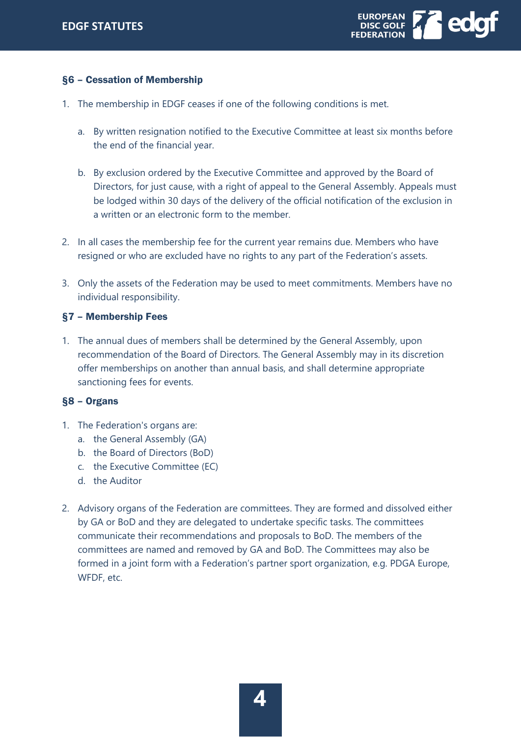### §6 – Cessation of Membership

1. The membership in EDGF ceases if one of the following conditions is met.

    a. By written resignation notified to the Executive Committee at least six months before the end of the financial year.

    b. By exclusion ordered by the Executive Committee and approved by the Board of Directors, for just cause, with a right of appeal to the General Assembly. Appeals must be lodged within 30 days of the delivery of the official notification of the exclusion in a written or an electronic form to the member.

2. In all cases the membership fee for the current year remains due. Members who have resigned or who are excluded have no rights to any part of the Federation's assets.

3. Only the assets of the Federation may be used to meet commitments. Members have no individual responsibility.

### §7 – Membership Fees

1. The annual dues of members shall be determined by the General Assembly, upon recommendation of the Board of Directors. The General Assembly may in its discretion offer memberships on another than annual basis, and shall determine appropriate sanctioning fees for events.

### §8 – Organs

1. The Federation's organs are:
    a. the General Assembly (GA)
    b. the Board of Directors (BoD)
    c. the Executive Committee (EC)
    d. the Auditor

2. Advisory organs of the Federation are committees. They are formed and dissolved either by GA or BoD and they are delegated to undertake specific tasks. The committees communicate their recommendations and proposals to BoD. The members of the committees are named and removed by GA and BoD. The Committees may also be formed in a joint form with a Federation's partner sport organization, e.g. PDGA Europe, WFDF, etc.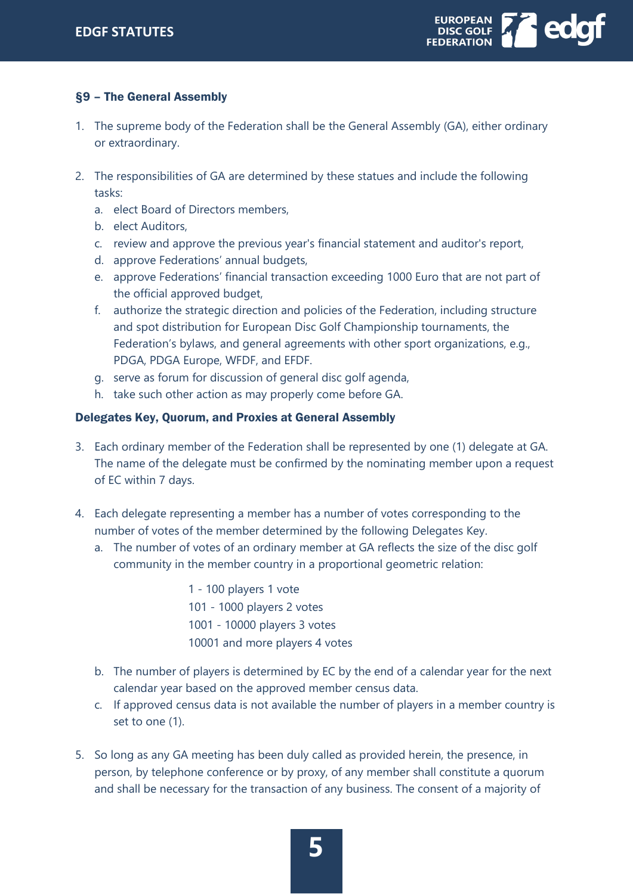### §9 – The General Assembly

1. The supreme body of the Federation shall be the General Assembly (GA), either ordinary or extraordinary.

2. The responsibilities of GA are determined by these statues and include the following tasks:
   a. elect Board of Directors members,
   b. elect Auditors,
   c. review and approve the previous year's financial statement and auditor's report,
   d. approve Federations' annual budgets,
   e. approve Federations' financial transaction exceeding 1000 Euro that are not part of the official approved budget,
   f. authorize the strategic direction and policies of the Federation, including structure and spot distribution for European Disc Golf Championship tournaments, the Federation's bylaws, and general agreements with other sport organizations, e.g., PDGA, PDGA Europe, WFDF, and EFDF.
   g. serve as forum for discussion of general disc golf agenda,
   h. take such other action as may properly come before GA.

#### Delegates Key, Quorum, and Proxies at General Assembly

3. Each ordinary member of the Federation shall be represented by one (1) delegate at GA. The name of the delegate must be confirmed by the nominating member upon a request of EC within 7 days.

4. Each delegate representing a member has a number of votes corresponding to the number of votes of the member determined by the following Delegates Key.
   a. The number of votes of an ordinary member at GA reflects the size of the disc golf community in the member country in a proportional geometric relation:

      1 - 100 players 1 vote
      101 - 1000 players 2 votes
      1001 - 10000 players 3 votes
      10001 and more players 4 votes

   b. The number of players is determined by EC by the end of a calendar year for the next calendar year based on the approved member census data.
   c. If approved census data is not available the number of players in a member country is set to one (1).

5. So long as any GA meeting has been duly called as provided herein, the presence, in person, by telephone conference or by proxy, of any member shall constitute a quorum and shall be necessary for the transaction of any business. The consent of a majority of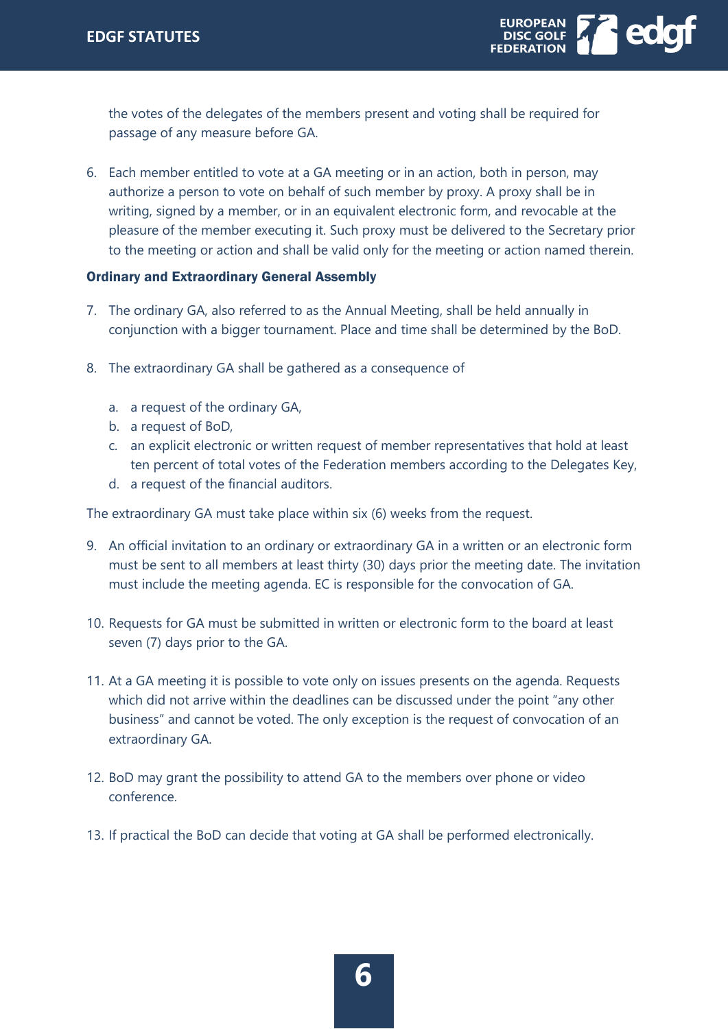the votes of the delegates of the members present and voting shall be required for passage of any measure before GA.

6. Each member entitled to vote at a GA meeting or in an action, both in person, may authorize a person to vote on behalf of such member by proxy. A proxy shall be in writing, signed by a member, or in an equivalent electronic form, and revocable at the pleasure of the member executing it. Such proxy must be delivered to the Secretary prior to the meeting or action and shall be valid only for the meeting or action named therein.

### Ordinary and Extraordinary General Assembly

7. The ordinary GA, also referred to as the Annual Meeting, shall be held annually in conjunction with a bigger tournament. Place and time shall be determined by the BoD.

8. The extraordinary GA shall be gathered as a consequence of

   a. a request of the ordinary GA,
   b. a request of BoD,
   c. an explicit electronic or written request of member representatives that hold at least ten percent of total votes of the Federation members according to the Delegates Key,
   d. a request of the financial auditors.

The extraordinary GA must take place within six (6) weeks from the request.

9. An official invitation to an ordinary or extraordinary GA in a written or an electronic form must be sent to all members at least thirty (30) days prior the meeting date. The invitation must include the meeting agenda. EC is responsible for the convocation of GA.

10. Requests for GA must be submitted in written or electronic form to the board at least seven (7) days prior to the GA.

11. At a GA meeting it is possible to vote only on issues presents on the agenda. Requests which did not arrive within the deadlines can be discussed under the point "any other business" and cannot be voted. The only exception is the request of convocation of an extraordinary GA.

12. BoD may grant the possibility to attend GA to the members over phone or video conference.

13. If practical the BoD can decide that voting at GA shall be performed electronically.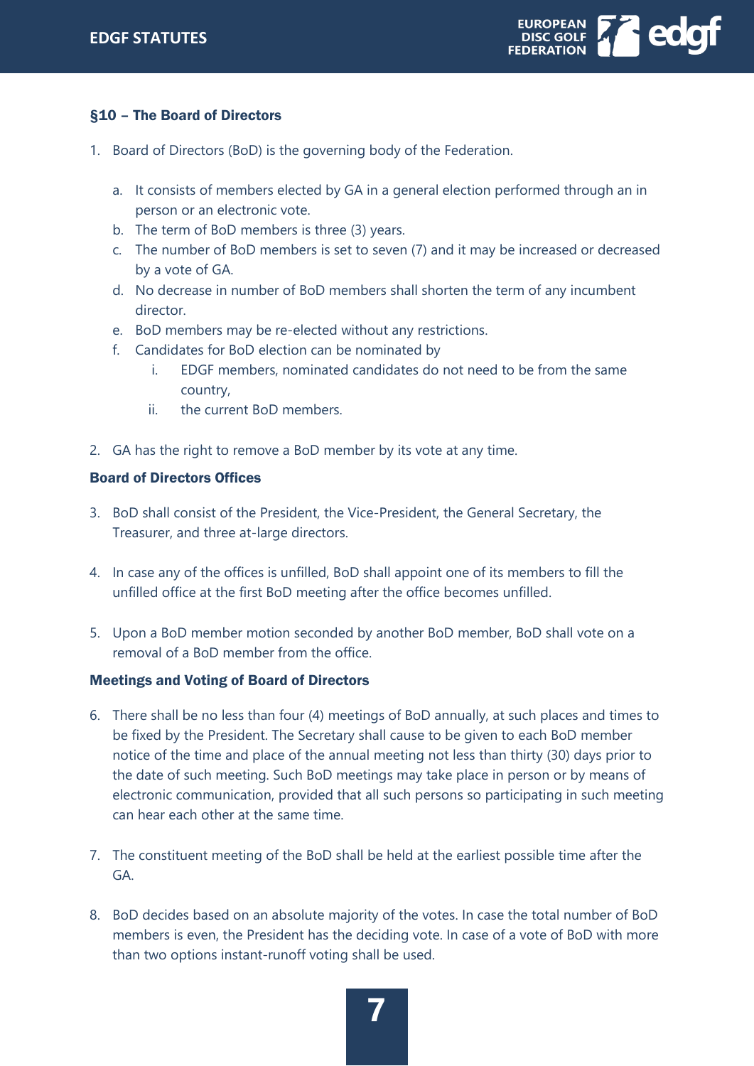### §10 – The Board of Directors

1. Board of Directors (BoD) is the governing body of the Federation.

    a. It consists of members elected by GA in a general election performed through an in person or an electronic vote.
    b. The term of BoD members is three (3) years.
    c. The number of BoD members is set to seven (7) and it may be increased or decreased by a vote of GA.
    d. No decrease in number of BoD members shall shorten the term of any incumbent director.
    e. BoD members may be re-elected without any restrictions.
    f. Candidates for BoD election can be nominated by
        i. EDGF members, nominated candidates do not need to be from the same country,
        ii. the current BoD members.

2. GA has the right to remove a BoD member by its vote at any time.

#### Board of Directors Offices

3. BoD shall consist of the President, the Vice-President, the General Secretary, the Treasurer, and three at-large directors.

4. In case any of the offices is unfilled, BoD shall appoint one of its members to fill the unfilled office at the first BoD meeting after the office becomes unfilled.

5. Upon a BoD member motion seconded by another BoD member, BoD shall vote on a removal of a BoD member from the office.

#### Meetings and Voting of Board of Directors

6. There shall be no less than four (4) meetings of BoD annually, at such places and times to be fixed by the President. The Secretary shall cause to be given to each BoD member notice of the time and place of the annual meeting not less than thirty (30) days prior to the date of such meeting. Such BoD meetings may take place in person or by means of electronic communication, provided that all such persons so participating in such meeting can hear each other at the same time.

7. The constituent meeting of the BoD shall be held at the earliest possible time after the GA.

8. BoD decides based on an absolute majority of the votes. In case the total number of BoD members is even, the President has the deciding vote. In case of a vote of BoD with more than two options instant-runoff voting shall be used.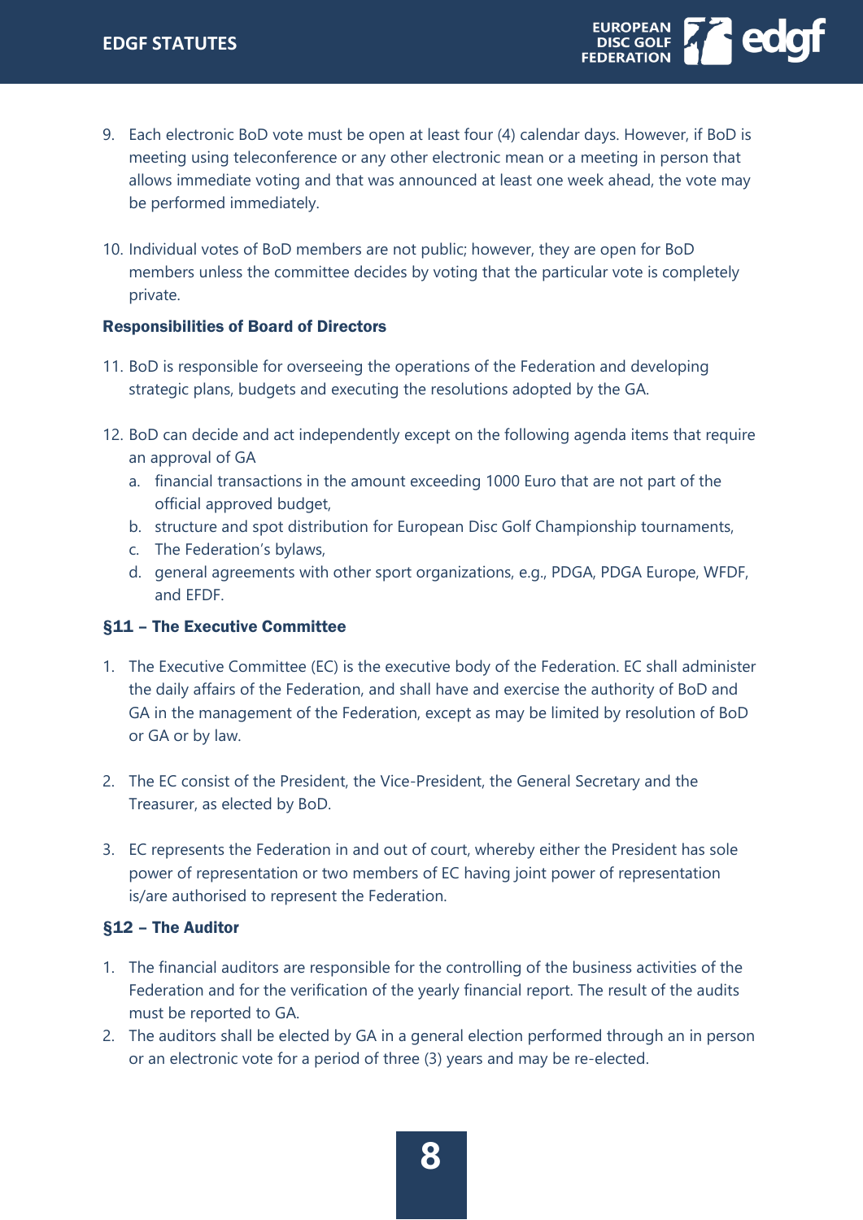9. Each electronic BoD vote must be open at least four (4) calendar days. However, if BoD is meeting using teleconference or any other electronic mean or a meeting in person that allows immediate voting and that was announced at least one week ahead, the vote may be performed immediately.

10. Individual votes of BoD members are not public; however, they are open for BoD members unless the committee decides by voting that the particular vote is completely private.

**Responsibilities of Board of Directors**

11. BoD is responsible for overseeing the operations of the Federation and developing strategic plans, budgets and executing the resolutions adopted by the GA.

12. BoD can decide and act independently except on the following agenda items that require an approval of GA
    a. financial transactions in the amount exceeding 1000 Euro that are not part of the official approved budget,
    b. structure and spot distribution for European Disc Golf Championship tournaments,
    c. The Federation's bylaws,
    d. general agreements with other sport organizations, e.g., PDGA, PDGA Europe, WFDF, and EFDF.

### §11 – The Executive Committee

1. The Executive Committee (EC) is the executive body of the Federation. EC shall administer the daily affairs of the Federation, and shall have and exercise the authority of BoD and GA in the management of the Federation, except as may be limited by resolution of BoD or GA or by law.

2. The EC consist of the President, the Vice-President, the General Secretary and the Treasurer, as elected by BoD.

3. EC represents the Federation in and out of court, whereby either the President has sole power of representation or two members of EC having joint power of representation is/are authorised to represent the Federation.

### §12 – The Auditor

1. The financial auditors are responsible for the controlling of the business activities of the Federation and for the verification of the yearly financial report. The result of the audits must be reported to GA.
2. The auditors shall be elected by GA in a general election performed through an in person or an electronic vote for a period of three (3) years and may be re-elected.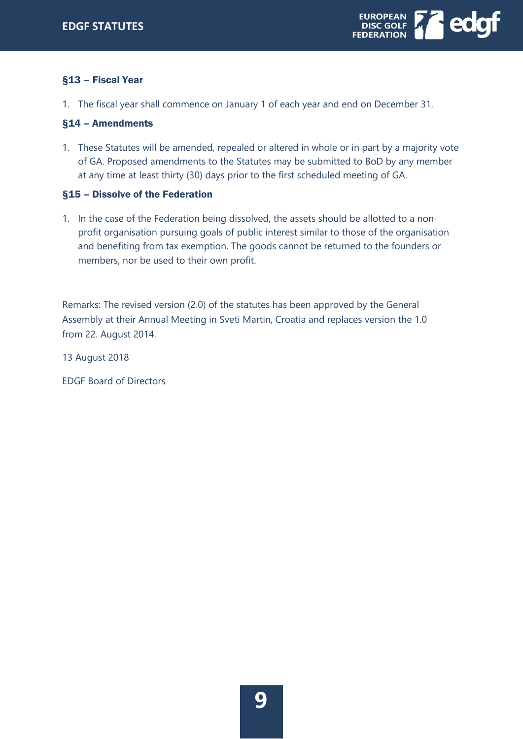### §13 – Fiscal Year

1. The fiscal year shall commence on January 1 of each year and end on December 31.

### §14 – Amendments

1. These Statutes will be amended, repealed or altered in whole or in part by a majority vote of GA. Proposed amendments to the Statutes may be submitted to BoD by any member at any time at least thirty (30) days prior to the first scheduled meeting of GA.

### §15 – Dissolve of the Federation

1. In the case of the Federation being dissolved, the assets should be allotted to a non-profit organisation pursuing goals of public interest similar to those of the organisation and benefiting from tax exemption. The goods cannot be returned to the founders or members, nor be used to their own profit.

Remarks: The revised version (2.0) of the statutes has been approved by the General Assembly at their Annual Meeting in Sveti Martin, Croatia and replaces version the 1.0 from 22. August 2014.

13 August 2018

EDGF Board of Directors